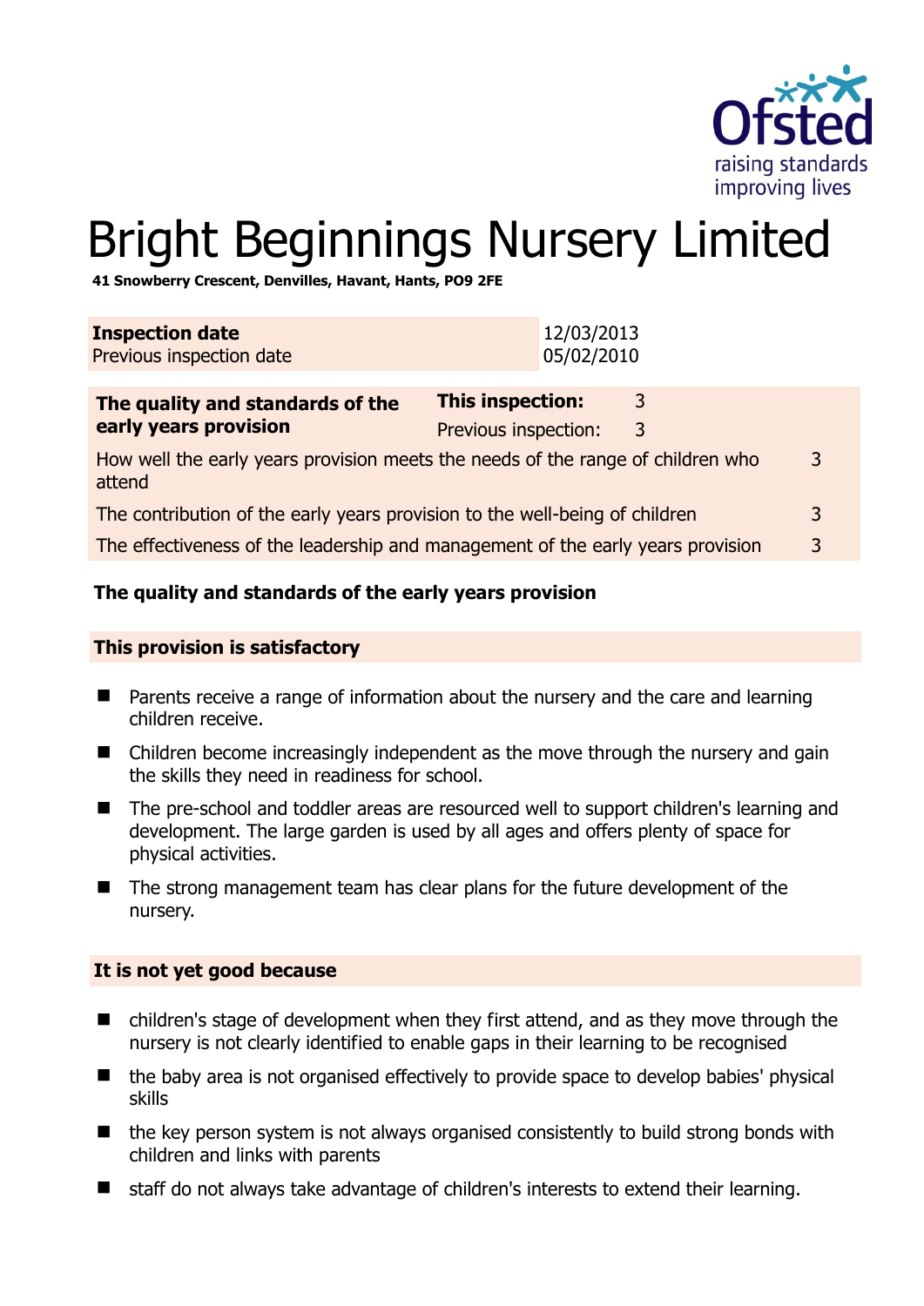# Bright Beginnings Nursery Limited

**41 Snowberry Crescent, Denvilles, Havant, Hants, PO9 2FE**

| **Inspection date** | 12/03/2013 |
|---|---|
| Previous inspection date | 05/02/2010 |

| **The quality and standards of the early years provision** | **This inspection:** | 3 |
|---|---|---|
| | Previous inspection: | 3 |
| How well the early years provision meets the needs of the range of children who attend | | 3 |
| The contribution of the early years provision to the well-being of children | | 3 |
| The effectiveness of the leadership and management of the early years provision | | 3 |

### The quality and standards of the early years provision

**This provision is satisfactory**

- Parents receive a range of information about the nursery and the care and learning children receive.
- Children become increasingly independent as the move through the nursery and gain the skills they need in readiness for school.
- The pre-school and toddler areas are resourced well to support children's learning and development. The large garden is used by all ages and offers plenty of space for physical activities.
- The strong management team has clear plans for the future development of the nursery.

**It is not yet good because**

- children's stage of development when they first attend, and as they move through the nursery is not clearly identified to enable gaps in their learning to be recognised
- the baby area is not organised effectively to provide space to develop babies' physical skills
- the key person system is not always organised consistently to build strong bonds with children and links with parents
- staff do not always take advantage of children's interests to extend their learning.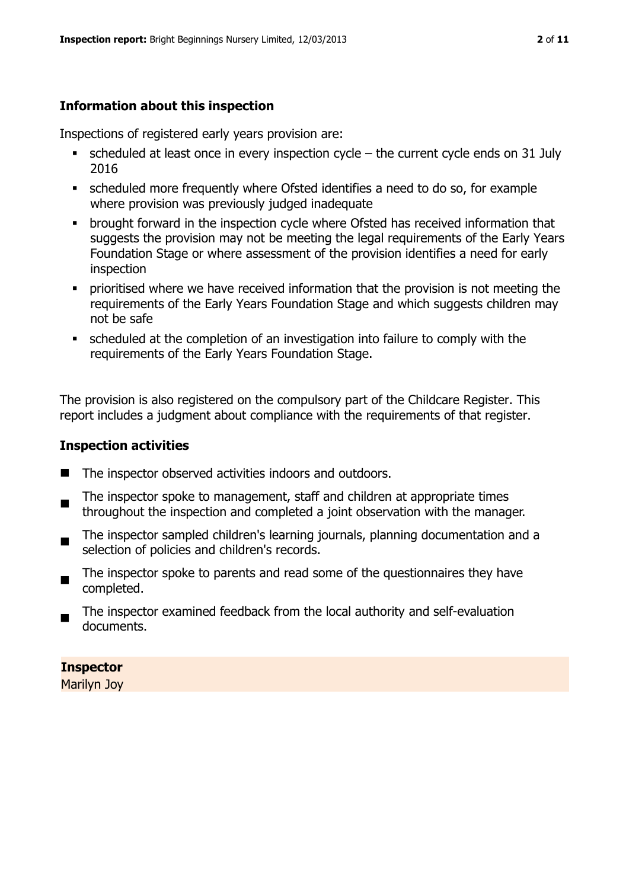### Information about this inspection

Inspections of registered early years provision are:

- scheduled at least once in every inspection cycle – the current cycle ends on 31 July 2016
- scheduled more frequently where Ofsted identifies a need to do so, for example where provision was previously judged inadequate
- brought forward in the inspection cycle where Ofsted has received information that suggests the provision may not be meeting the legal requirements of the Early Years Foundation Stage or where assessment of the provision identifies a need for early inspection
- prioritised where we have received information that the provision is not meeting the requirements of the Early Years Foundation Stage and which suggests children may not be safe
- scheduled at the completion of an investigation into failure to comply with the requirements of the Early Years Foundation Stage.

The provision is also registered on the compulsory part of the Childcare Register. This report includes a judgment about compliance with the requirements of that register.

### Inspection activities

- The inspector observed activities indoors and outdoors.
- The inspector spoke to management, staff and children at appropriate times throughout the inspection and completed a joint observation with the manager.
- The inspector sampled children's learning journals, planning documentation and a selection of policies and children's records.
- The inspector spoke to parents and read some of the questionnaires they have completed.
- The inspector examined feedback from the local authority and self-evaluation documents.

**Inspector**
Marilyn Joy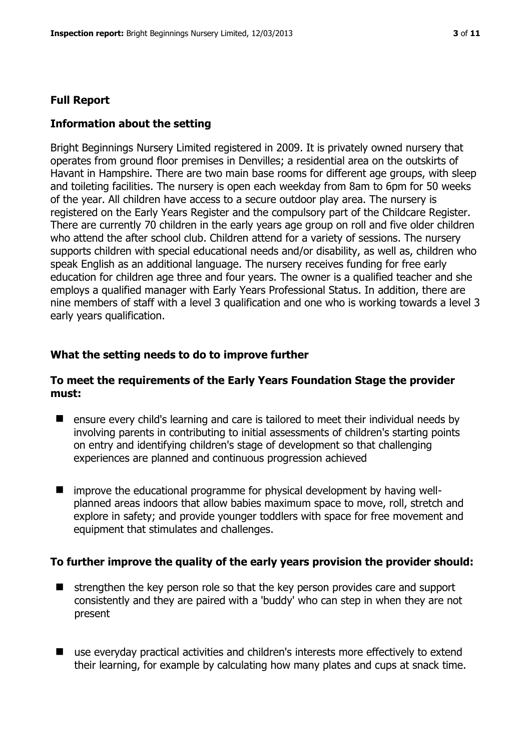## Full Report

### Information about the setting

Bright Beginnings Nursery Limited registered in 2009. It is privately owned nursery that operates from ground floor premises in Denvilles; a residential area on the outskirts of Havant in Hampshire. There are two main base rooms for different age groups, with sleep and toileting facilities. The nursery is open each weekday from 8am to 6pm for 50 weeks of the year. All children have access to a secure outdoor play area. The nursery is registered on the Early Years Register and the compulsory part of the Childcare Register. There are currently 70 children in the early years age group on roll and five older children who attend the after school club. Children attend for a variety of sessions. The nursery supports children with special educational needs and/or disability, as well as, children who speak English as an additional language. The nursery receives funding for free early education for children age three and four years. The owner is a qualified teacher and she employs a qualified manager with Early Years Professional Status. In addition, there are nine members of staff with a level 3 qualification and one who is working towards a level 3 early years qualification.

### What the setting needs to do to improve further

#### To meet the requirements of the Early Years Foundation Stage the provider must:

- ensure every child's learning and care is tailored to meet their individual needs by involving parents in contributing to initial assessments of children's starting points on entry and identifying children's stage of development so that challenging experiences are planned and continuous progression achieved

- improve the educational programme for physical development by having well-planned areas indoors that allow babies maximum space to move, roll, stretch and explore in safety; and provide younger toddlers with space for free movement and equipment that stimulates and challenges.

#### To further improve the quality of the early years provision the provider should:

- strengthen the key person role so that the key person provides care and support consistently and they are paired with a 'buddy' who can step in when they are not present

- use everyday practical activities and children's interests more effectively to extend their learning, for example by calculating how many plates and cups at snack time.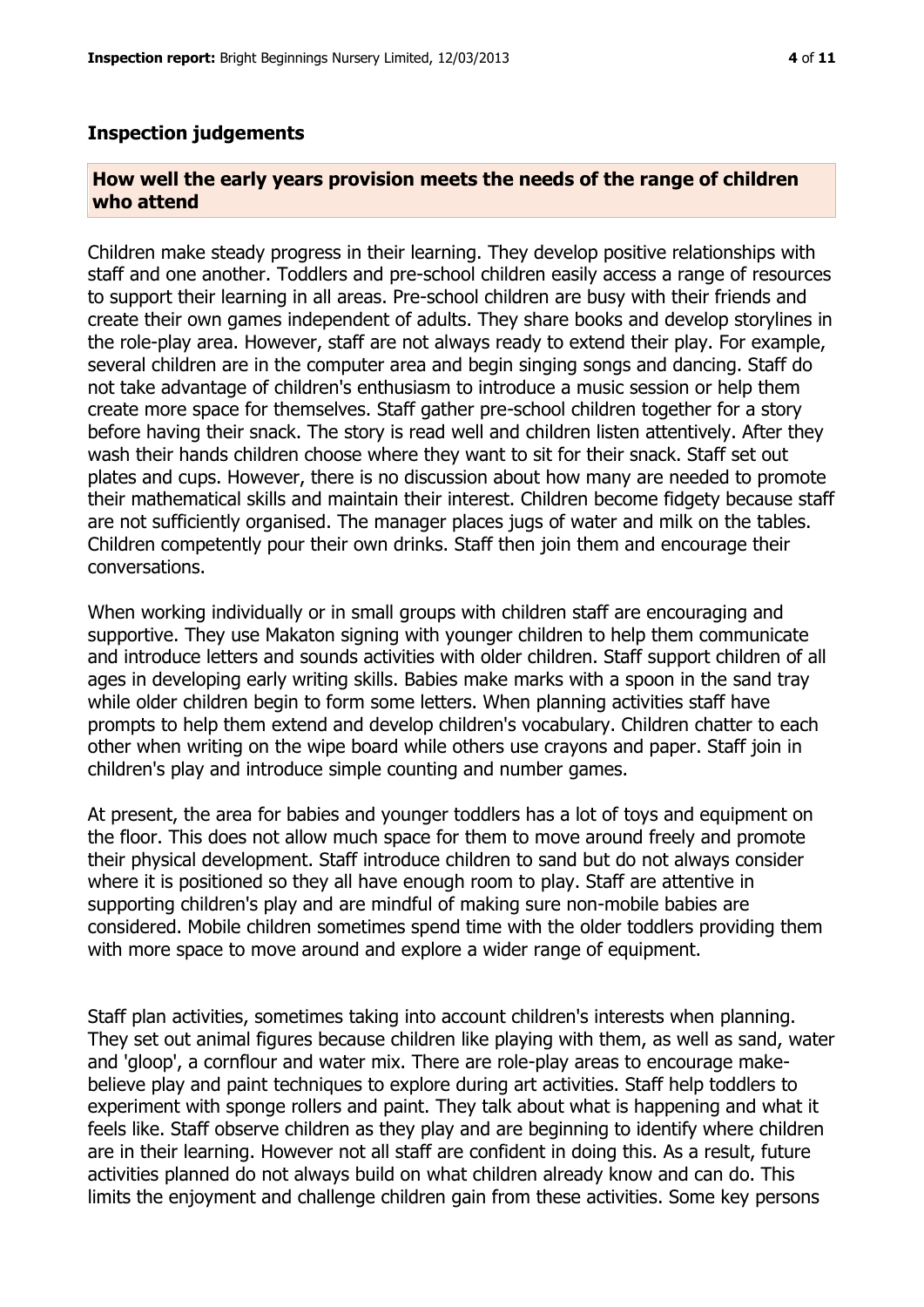## Inspection judgements

### How well the early years provision meets the needs of the range of children who attend

Children make steady progress in their learning. They develop positive relationships with staff and one another. Toddlers and pre-school children easily access a range of resources to support their learning in all areas. Pre-school children are busy with their friends and create their own games independent of adults. They share books and develop storylines in the role-play area. However, staff are not always ready to extend their play. For example, several children are in the computer area and begin singing songs and dancing. Staff do not take advantage of children's enthusiasm to introduce a music session or help them create more space for themselves. Staff gather pre-school children together for a story before having their snack. The story is read well and children listen attentively. After they wash their hands children choose where they want to sit for their snack. Staff set out plates and cups. However, there is no discussion about how many are needed to promote their mathematical skills and maintain their interest. Children become fidgety because staff are not sufficiently organised. The manager places jugs of water and milk on the tables. Children competently pour their own drinks. Staff then join them and encourage their conversations.

When working individually or in small groups with children staff are encouraging and supportive. They use Makaton signing with younger children to help them communicate and introduce letters and sounds activities with older children. Staff support children of all ages in developing early writing skills. Babies make marks with a spoon in the sand tray while older children begin to form some letters. When planning activities staff have prompts to help them extend and develop children's vocabulary. Children chatter to each other when writing on the wipe board while others use crayons and paper. Staff join in children's play and introduce simple counting and number games.

At present, the area for babies and younger toddlers has a lot of toys and equipment on the floor. This does not allow much space for them to move around freely and promote their physical development. Staff introduce children to sand but do not always consider where it is positioned so they all have enough room to play. Staff are attentive in supporting children's play and are mindful of making sure non-mobile babies are considered. Mobile children sometimes spend time with the older toddlers providing them with more space to move around and explore a wider range of equipment.

Staff plan activities, sometimes taking into account children's interests when planning. They set out animal figures because children like playing with them, as well as sand, water and 'gloop', a cornflour and water mix. There are role-play areas to encourage make-believe play and paint techniques to explore during art activities. Staff help toddlers to experiment with sponge rollers and paint. They talk about what is happening and what it feels like. Staff observe children as they play and are beginning to identify where children are in their learning. However not all staff are confident in doing this. As a result, future activities planned do not always build on what children already know and can do. This limits the enjoyment and challenge children gain from these activities. Some key persons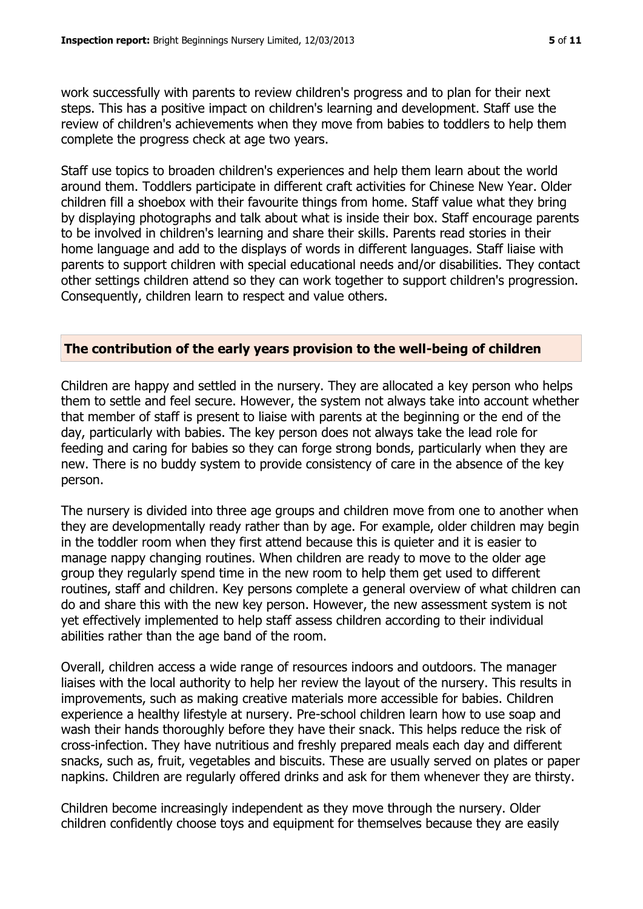work successfully with parents to review children's progress and to plan for their next steps. This has a positive impact on children's learning and development. Staff use the review of children's achievements when they move from babies to toddlers to help them complete the progress check at age two years.

Staff use topics to broaden children's experiences and help them learn about the world around them. Toddlers participate in different craft activities for Chinese New Year. Older children fill a shoebox with their favourite things from home. Staff value what they bring by displaying photographs and talk about what is inside their box. Staff encourage parents to be involved in children's learning and share their skills. Parents read stories in their home language and add to the displays of words in different languages. Staff liaise with parents to support children with special educational needs and/or disabilities. They contact other settings children attend so they can work together to support children's progression. Consequently, children learn to respect and value others.

## The contribution of the early years provision to the well-being of children

Children are happy and settled in the nursery. They are allocated a key person who helps them to settle and feel secure. However, the system not always take into account whether that member of staff is present to liaise with parents at the beginning or the end of the day, particularly with babies. The key person does not always take the lead role for feeding and caring for babies so they can forge strong bonds, particularly when they are new. There is no buddy system to provide consistency of care in the absence of the key person.

The nursery is divided into three age groups and children move from one to another when they are developmentally ready rather than by age. For example, older children may begin in the toddler room when they first attend because this is quieter and it is easier to manage nappy changing routines. When children are ready to move to the older age group they regularly spend time in the new room to help them get used to different routines, staff and children. Key persons complete a general overview of what children can do and share this with the new key person. However, the new assessment system is not yet effectively implemented to help staff assess children according to their individual abilities rather than the age band of the room.

Overall, children access a wide range of resources indoors and outdoors. The manager liaises with the local authority to help her review the layout of the nursery. This results in improvements, such as making creative materials more accessible for babies. Children experience a healthy lifestyle at nursery. Pre-school children learn how to use soap and wash their hands thoroughly before they have their snack. This helps reduce the risk of cross-infection. They have nutritious and freshly prepared meals each day and different snacks, such as, fruit, vegetables and biscuits. These are usually served on plates or paper napkins. Children are regularly offered drinks and ask for them whenever they are thirsty.

Children become increasingly independent as they move through the nursery. Older children confidently choose toys and equipment for themselves because they are easily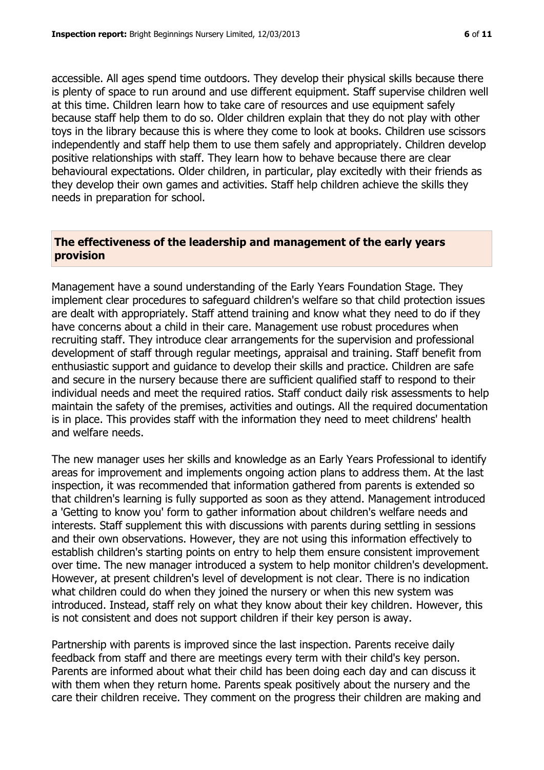accessible. All ages spend time outdoors. They develop their physical skills because there is plenty of space to run around and use different equipment. Staff supervise children well at this time. Children learn how to take care of resources and use equipment safely because staff help them to do so. Older children explain that they do not play with other toys in the library because this is where they come to look at books. Children use scissors independently and staff help them to use them safely and appropriately. Children develop positive relationships with staff. They learn how to behave because there are clear behavioural expectations. Older children, in particular, play excitedly with their friends as they develop their own games and activities. Staff help children achieve the skills they needs in preparation for school.

## The effectiveness of the leadership and management of the early years provision

Management have a sound understanding of the Early Years Foundation Stage. They implement clear procedures to safeguard children's welfare so that child protection issues are dealt with appropriately. Staff attend training and know what they need to do if they have concerns about a child in their care. Management use robust procedures when recruiting staff. They introduce clear arrangements for the supervision and professional development of staff through regular meetings, appraisal and training. Staff benefit from enthusiastic support and guidance to develop their skills and practice. Children are safe and secure in the nursery because there are sufficient qualified staff to respond to their individual needs and meet the required ratios. Staff conduct daily risk assessments to help maintain the safety of the premises, activities and outings. All the required documentation is in place. This provides staff with the information they need to meet childrens' health and welfare needs.

The new manager uses her skills and knowledge as an Early Years Professional to identify areas for improvement and implements ongoing action plans to address them. At the last inspection, it was recommended that information gathered from parents is extended so that children's learning is fully supported as soon as they attend. Management introduced a 'Getting to know you' form to gather information about children's welfare needs and interests. Staff supplement this with discussions with parents during settling in sessions and their own observations. However, they are not using this information effectively to establish children's starting points on entry to help them ensure consistent improvement over time. The new manager introduced a system to help monitor children's development. However, at present children's level of development is not clear. There is no indication what children could do when they joined the nursery or when this new system was introduced. Instead, staff rely on what they know about their key children. However, this is not consistent and does not support children if their key person is away.

Partnership with parents is improved since the last inspection. Parents receive daily feedback from staff and there are meetings every term with their child's key person. Parents are informed about what their child has been doing each day and can discuss it with them when they return home. Parents speak positively about the nursery and the care their children receive. They comment on the progress their children are making and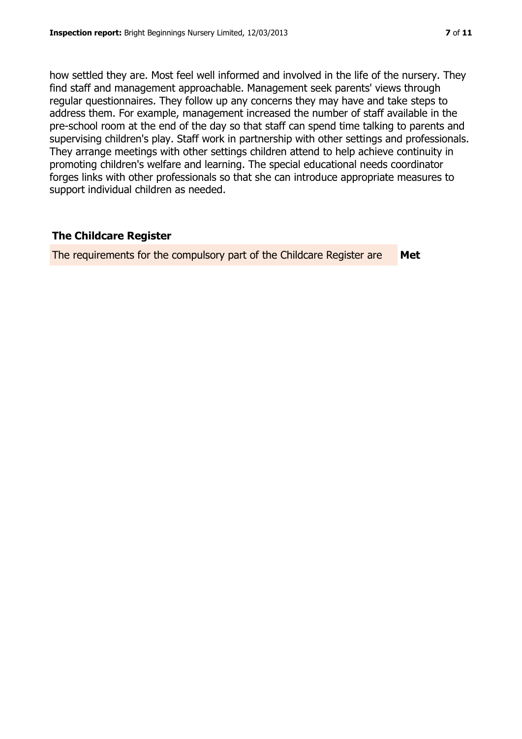how settled they are. Most feel well informed and involved in the life of the nursery. They find staff and management approachable. Management seek parents' views through regular questionnaires. They follow up any concerns they may have and take steps to address them. For example, management increased the number of staff available in the pre-school room at the end of the day so that staff can spend time talking to parents and supervising children's play. Staff work in partnership with other settings and professionals. They arrange meetings with other settings children attend to help achieve continuity in promoting children's welfare and learning. The special educational needs coordinator forges links with other professionals so that she can introduce appropriate measures to support individual children as needed.

## The Childcare Register

| The requirements for the compulsory part of the Childcare Register are | **Met** |
| --- | --- |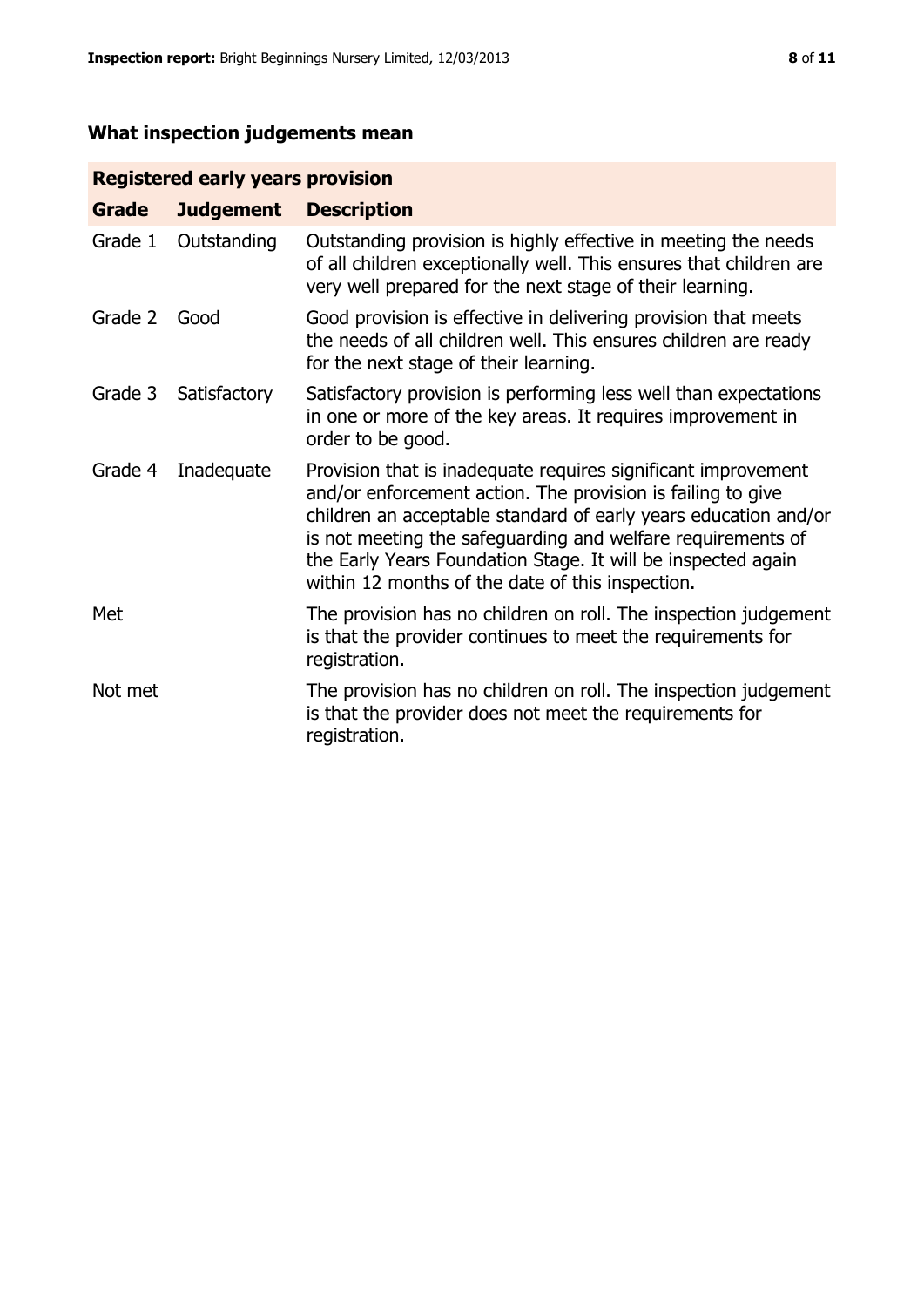## What inspection judgements mean

| Registered early years provision | | |
|---|---|---|
| **Grade** | **Judgement** | **Description** |
| Grade 1 | Outstanding | Outstanding provision is highly effective in meeting the needs of all children exceptionally well. This ensures that children are very well prepared for the next stage of their learning. |
| Grade 2 | Good | Good provision is effective in delivering provision that meets the needs of all children well. This ensures children are ready for the next stage of their learning. |
| Grade 3 | Satisfactory | Satisfactory provision is performing less well than expectations in one or more of the key areas. It requires improvement in order to be good. |
| Grade 4 | Inadequate | Provision that is inadequate requires significant improvement and/or enforcement action. The provision is failing to give children an acceptable standard of early years education and/or is not meeting the safeguarding and welfare requirements of the Early Years Foundation Stage. It will be inspected again within 12 months of the date of this inspection. |
| Met | | The provision has no children on roll. The inspection judgement is that the provider continues to meet the requirements for registration. |
| Not met | | The provision has no children on roll. The inspection judgement is that the provider does not meet the requirements for registration. |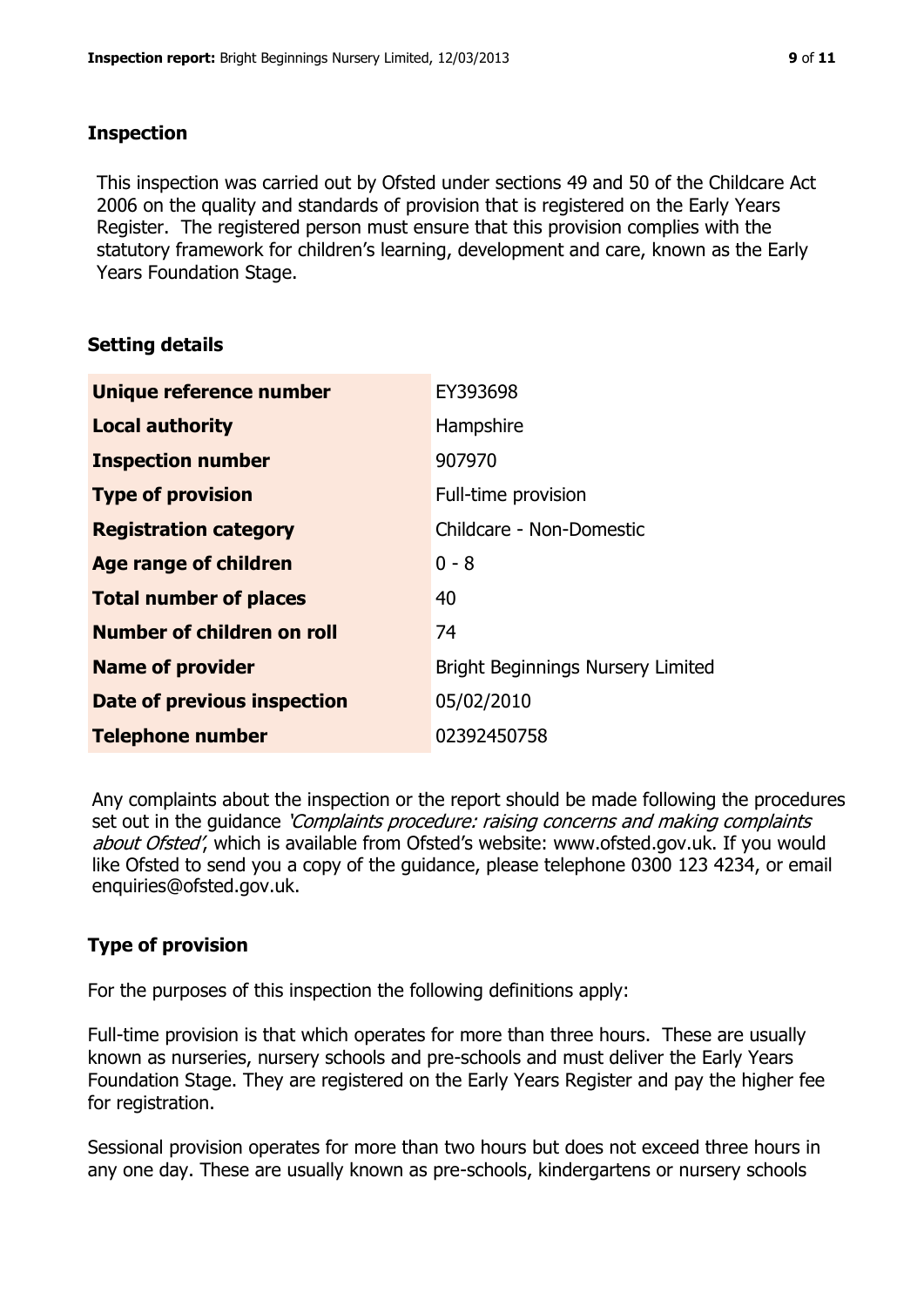## Inspection

This inspection was carried out by Ofsted under sections 49 and 50 of the Childcare Act 2006 on the quality and standards of provision that is registered on the Early Years Register. The registered person must ensure that this provision complies with the statutory framework for children's learning, development and care, known as the Early Years Foundation Stage.

## Setting details

| | |
|---|---|
| **Unique reference number** | EY393698 |
| **Local authority** | Hampshire |
| **Inspection number** | 907970 |
| **Type of provision** | Full-time provision |
| **Registration category** | Childcare - Non-Domestic |
| **Age range of children** | 0 - 8 |
| **Total number of places** | 40 |
| **Number of children on roll** | 74 |
| **Name of provider** | Bright Beginnings Nursery Limited |
| **Date of previous inspection** | 05/02/2010 |
| **Telephone number** | 02392450758 |

Any complaints about the inspection or the report should be made following the procedures set out in the guidance *'Complaints procedure: raising concerns and making complaints about Ofsted'*, which is available from Ofsted's website: www.ofsted.gov.uk. If you would like Ofsted to send you a copy of the guidance, please telephone 0300 123 4234, or email enquiries@ofsted.gov.uk.

## Type of provision

For the purposes of this inspection the following definitions apply:

Full-time provision is that which operates for more than three hours. These are usually known as nurseries, nursery schools and pre-schools and must deliver the Early Years Foundation Stage. They are registered on the Early Years Register and pay the higher fee for registration.

Sessional provision operates for more than two hours but does not exceed three hours in any one day. These are usually known as pre-schools, kindergartens or nursery schools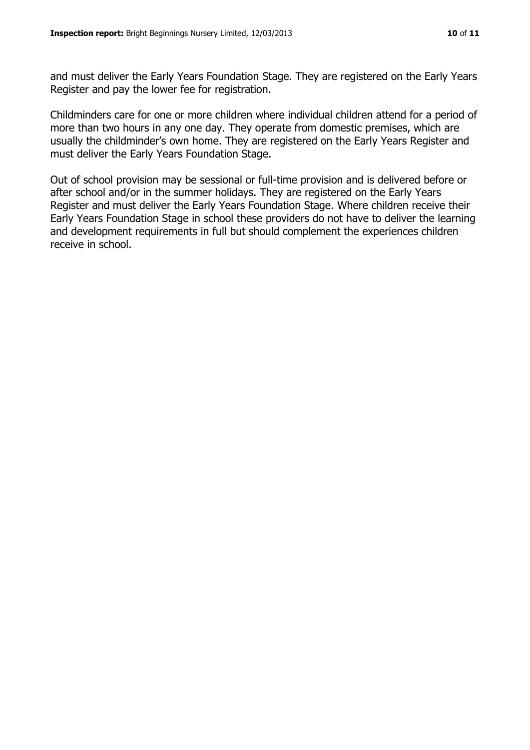and must deliver the Early Years Foundation Stage. They are registered on the Early Years Register and pay the lower fee for registration.

Childminders care for one or more children where individual children attend for a period of more than two hours in any one day. They operate from domestic premises, which are usually the childminder's own home. They are registered on the Early Years Register and must deliver the Early Years Foundation Stage.

Out of school provision may be sessional or full-time provision and is delivered before or after school and/or in the summer holidays. They are registered on the Early Years Register and must deliver the Early Years Foundation Stage. Where children receive their Early Years Foundation Stage in school these providers do not have to deliver the learning and development requirements in full but should complement the experiences children receive in school.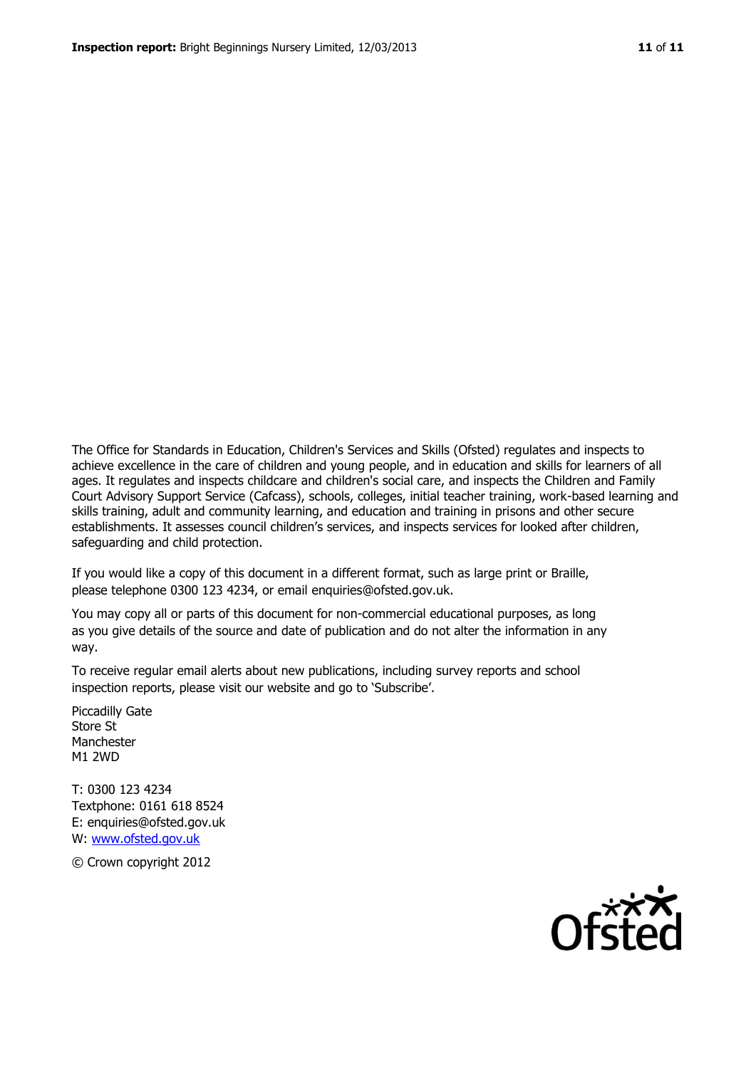The Office for Standards in Education, Children's Services and Skills (Ofsted) regulates and inspects to achieve excellence in the care of children and young people, and in education and skills for learners of all ages. It regulates and inspects childcare and children's social care, and inspects the Children and Family Court Advisory Support Service (Cafcass), schools, colleges, initial teacher training, work-based learning and skills training, adult and community learning, and education and training in prisons and other secure establishments. It assesses council children's services, and inspects services for looked after children, safeguarding and child protection.

If you would like a copy of this document in a different format, such as large print or Braille, please telephone 0300 123 4234, or email enquiries@ofsted.gov.uk.

You may copy all or parts of this document for non-commercial educational purposes, as long as you give details of the source and date of publication and do not alter the information in any way.

To receive regular email alerts about new publications, including survey reports and school inspection reports, please visit our website and go to 'Subscribe'.

Piccadilly Gate
Store St
Manchester
M1 2WD

T: 0300 123 4234
Textphone: 0161 618 8524
E: enquiries@ofsted.gov.uk
W: www.ofsted.gov.uk

© Crown copyright 2012

Ofsted